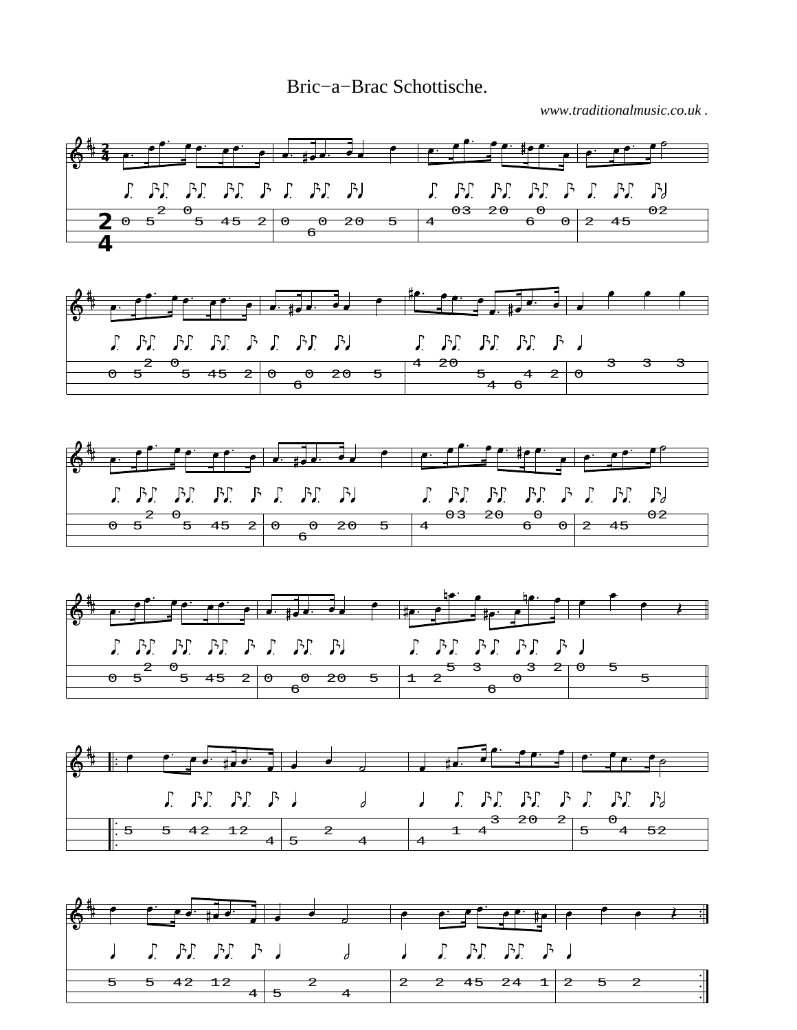# Bric−a−Brac Schottische.

*www.traditionalmusic.co.uk .*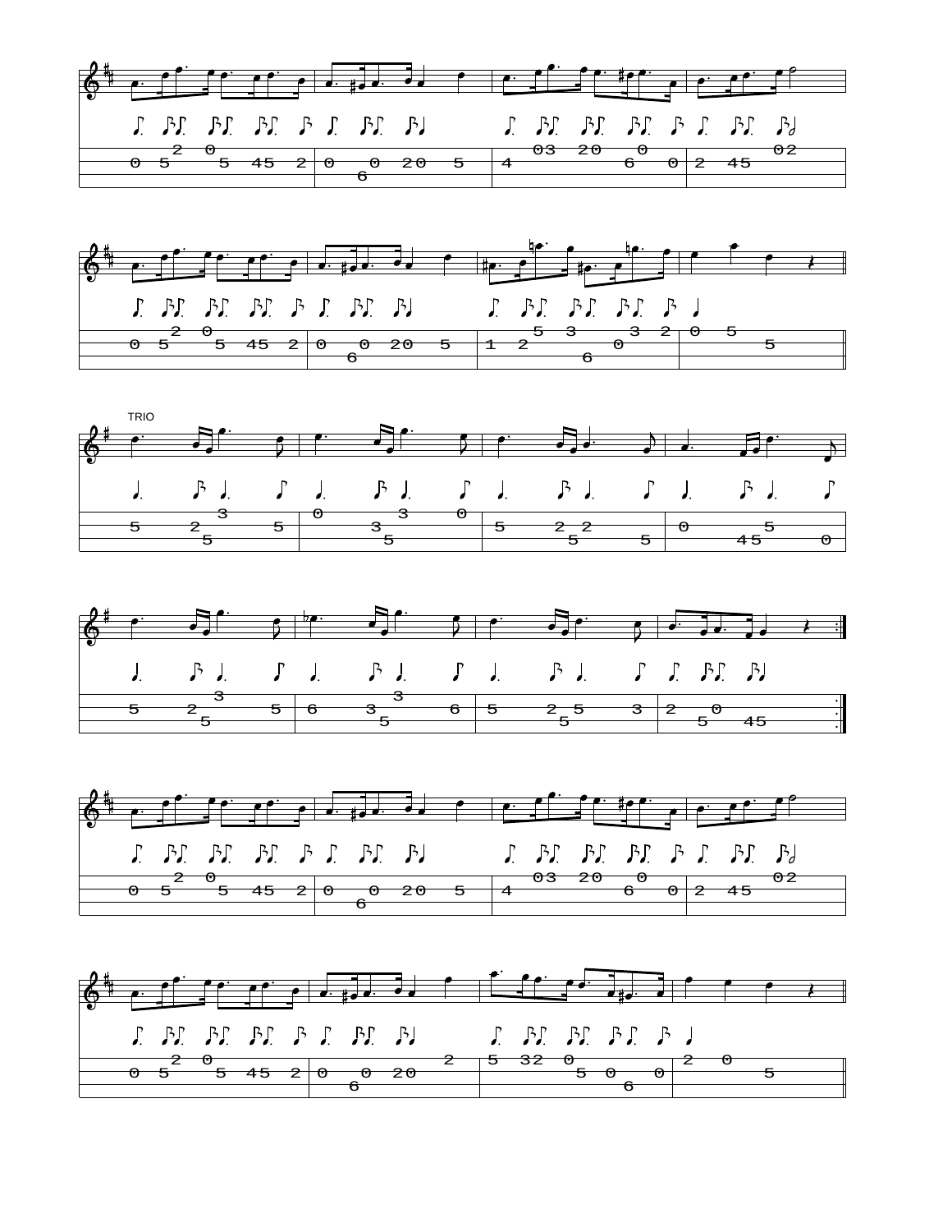TRIO